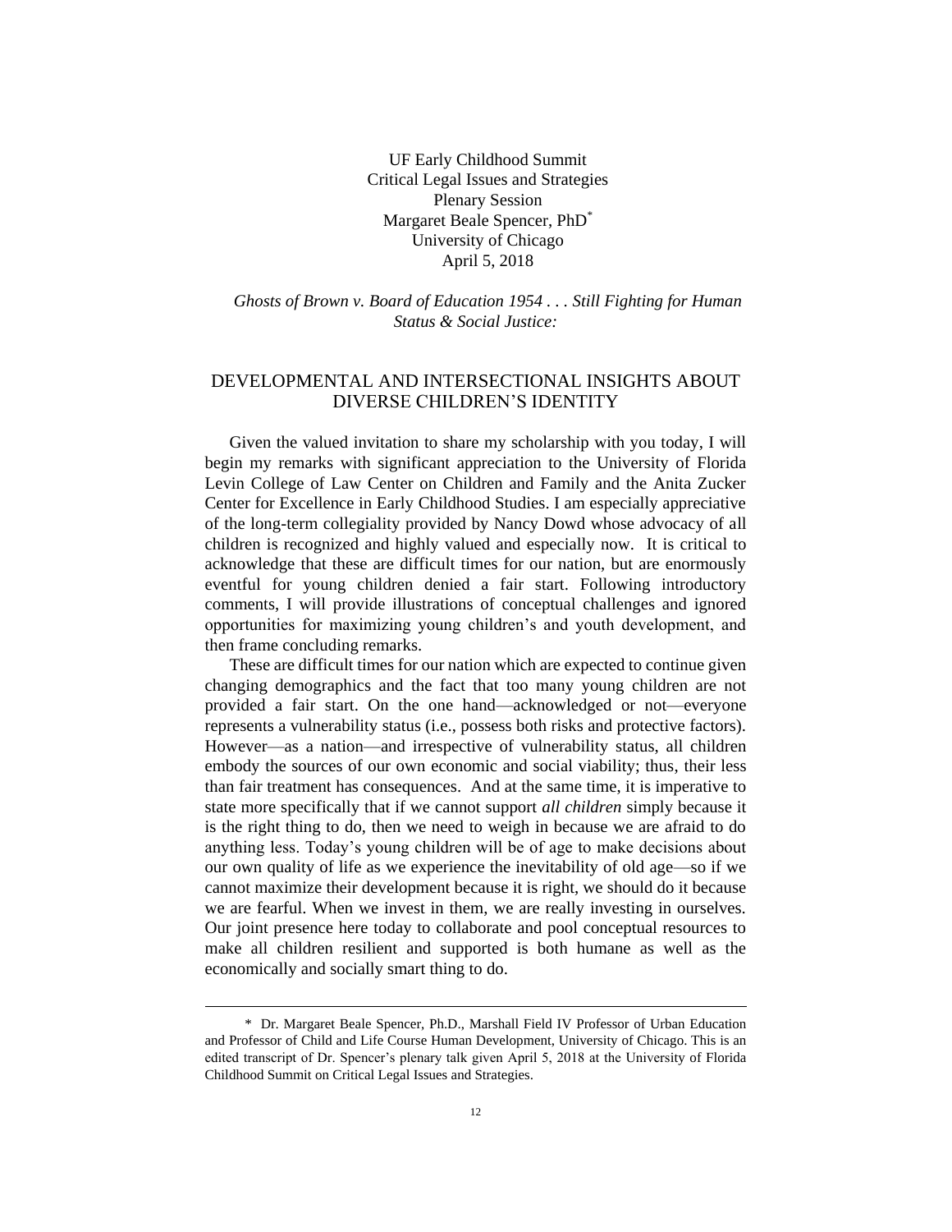UF Early Childhood Summit
Critical Legal Issues and Strategies
Plenary Session
Margaret Beale Spencer, PhD*
University of Chicago
April 5, 2018

*Ghosts of Brown v. Board of Education 1954 . . . Still Fighting for Human Status & Social Justice:*

# DEVELOPMENTAL AND INTERSECTIONAL INSIGHTS ABOUT DIVERSE CHILDREN'S IDENTITY

Given the valued invitation to share my scholarship with you today, I will begin my remarks with significant appreciation to the University of Florida Levin College of Law Center on Children and Family and the Anita Zucker Center for Excellence in Early Childhood Studies. I am especially appreciative of the long-term collegiality provided by Nancy Dowd whose advocacy of all children is recognized and highly valued and especially now. It is critical to acknowledge that these are difficult times for our nation, but are enormously eventful for young children denied a fair start. Following introductory comments, I will provide illustrations of conceptual challenges and ignored opportunities for maximizing young children's and youth development, and then frame concluding remarks.

These are difficult times for our nation which are expected to continue given changing demographics and the fact that too many young children are not provided a fair start. On the one hand—acknowledged or not—everyone represents a vulnerability status (i.e., possess both risks and protective factors). However—as a nation—and irrespective of vulnerability status, all children embody the sources of our own economic and social viability; thus, their less than fair treatment has consequences. And at the same time, it is imperative to state more specifically that if we cannot support *all children* simply because it is the right thing to do, then we need to weigh in because we are afraid to do anything less. Today's young children will be of age to make decisions about our own quality of life as we experience the inevitability of old age—so if we cannot maximize their development because it is right, we should do it because we are fearful. When we invest in them, we are really investing in ourselves. Our joint presence here today to collaborate and pool conceptual resources to make all children resilient and supported is both humane as well as the economically and socially smart thing to do.

---

\* Dr. Margaret Beale Spencer, Ph.D., Marshall Field IV Professor of Urban Education and Professor of Child and Life Course Human Development, University of Chicago. This is an edited transcript of Dr. Spencer's plenary talk given April 5, 2018 at the University of Florida Childhood Summit on Critical Legal Issues and Strategies.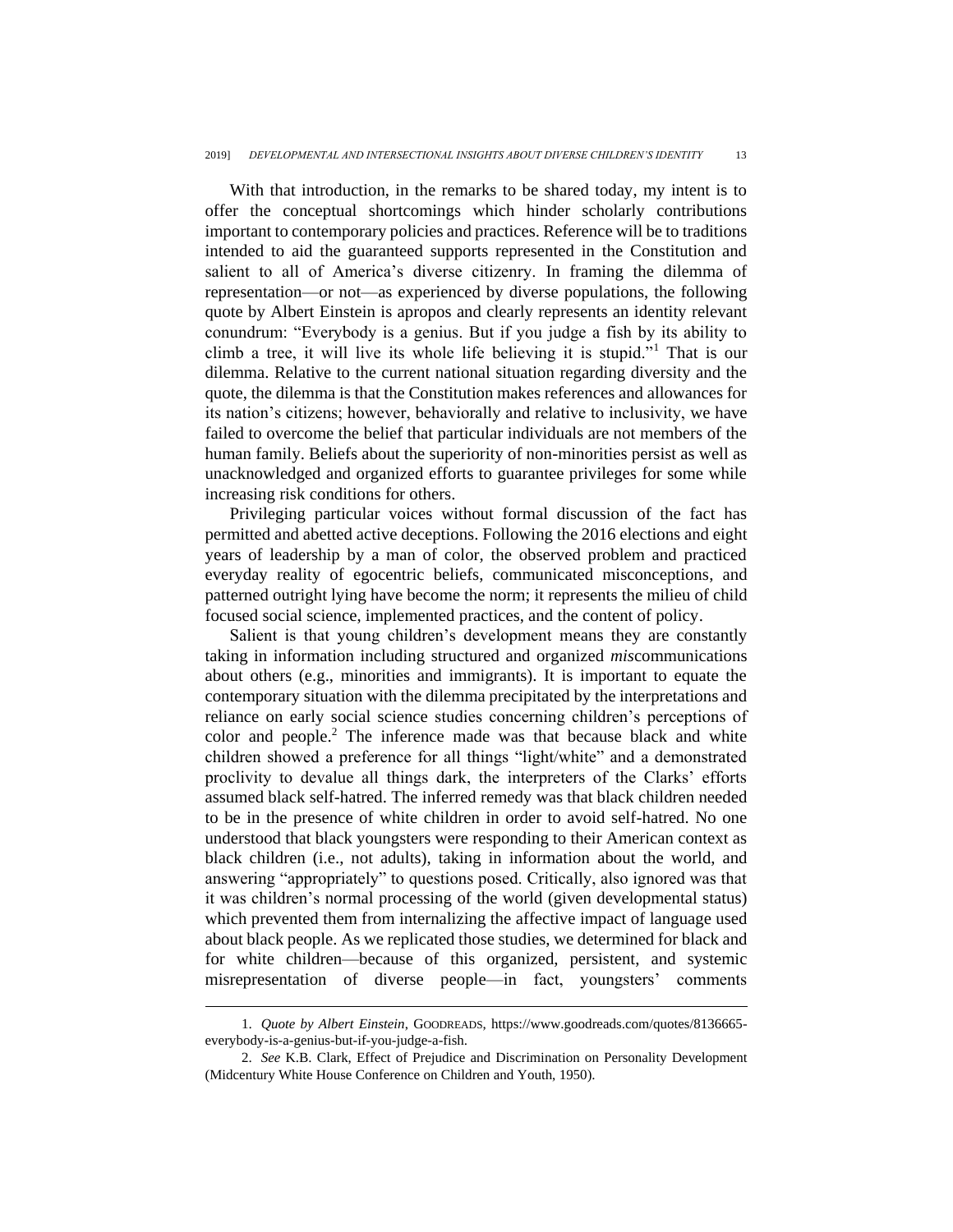With that introduction, in the remarks to be shared today, my intent is to offer the conceptual shortcomings which hinder scholarly contributions important to contemporary policies and practices. Reference will be to traditions intended to aid the guaranteed supports represented in the Constitution and salient to all of America's diverse citizenry. In framing the dilemma of representation—or not—as experienced by diverse populations, the following quote by Albert Einstein is apropos and clearly represents an identity relevant conundrum: "Everybody is a genius. But if you judge a fish by its ability to climb a tree, it will live its whole life believing it is stupid."[1] That is our dilemma. Relative to the current national situation regarding diversity and the quote, the dilemma is that the Constitution makes references and allowances for its nation's citizens; however, behaviorally and relative to inclusivity, we have failed to overcome the belief that particular individuals are not members of the human family. Beliefs about the superiority of non-minorities persist as well as unacknowledged and organized efforts to guarantee privileges for some while increasing risk conditions for others.

Privileging particular voices without formal discussion of the fact has permitted and abetted active deceptions. Following the 2016 elections and eight years of leadership by a man of color, the observed problem and practiced everyday reality of egocentric beliefs, communicated misconceptions, and patterned outright lying have become the norm; it represents the milieu of child focused social science, implemented practices, and the content of policy.

Salient is that young children's development means they are constantly taking in information including structured and organized *mis*communications about others (e.g., minorities and immigrants). It is important to equate the contemporary situation with the dilemma precipitated by the interpretations and reliance on early social science studies concerning children's perceptions of color and people.[2] The inference made was that because black and white children showed a preference for all things "light/white" and a demonstrated proclivity to devalue all things dark, the interpreters of the Clarks' efforts assumed black self-hatred. The inferred remedy was that black children needed to be in the presence of white children in order to avoid self-hatred. No one understood that black youngsters were responding to their American context as black children (i.e., not adults), taking in information about the world, and answering "appropriately" to questions posed. Critically, also ignored was that it was children's normal processing of the world (given developmental status) which prevented them from internalizing the affective impact of language used about black people. As we replicated those studies, we determined for black and for white children—because of this organized, persistent, and systemic misrepresentation of diverse people—in fact, youngsters' comments

---

1. *Quote by Albert Einstein*, GOODREADS, https://www.goodreads.com/quotes/8136665-everybody-is-a-genius-but-if-you-judge-a-fish.

2. *See* K.B. Clark, Effect of Prejudice and Discrimination on Personality Development (Midcentury White House Conference on Children and Youth, 1950).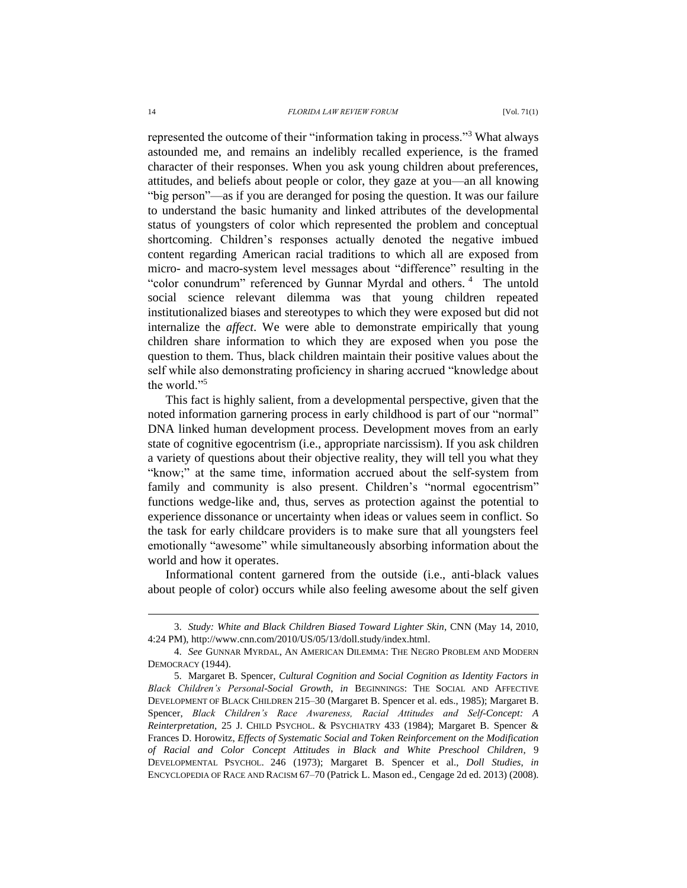represented the outcome of their "information taking in process."[3] What always astounded me, and remains an indelibly recalled experience, is the framed character of their responses. When you ask young children about preferences, attitudes, and beliefs about people or color, they gaze at you—an all knowing "big person"—as if you are deranged for posing the question. It was our failure to understand the basic humanity and linked attributes of the developmental status of youngsters of color which represented the problem and conceptual shortcoming. Children's responses actually denoted the negative imbued content regarding American racial traditions to which all are exposed from micro- and macro-system level messages about "difference" resulting in the "color conundrum" referenced by Gunnar Myrdal and others.[4] The untold social science relevant dilemma was that young children repeated institutionalized biases and stereotypes to which they were exposed but did not internalize the *affect*. We were able to demonstrate empirically that young children share information to which they are exposed when you pose the question to them. Thus, black children maintain their positive values about the self while also demonstrating proficiency in sharing accrued "knowledge about the world."[5]

This fact is highly salient, from a developmental perspective, given that the noted information garnering process in early childhood is part of our "normal" DNA linked human development process. Development moves from an early state of cognitive egocentrism (i.e., appropriate narcissism). If you ask children a variety of questions about their objective reality, they will tell you what they "know;" at the same time, information accrued about the self-system from family and community is also present. Children's "normal egocentrism" functions wedge-like and, thus, serves as protection against the potential to experience dissonance or uncertainty when ideas or values seem in conflict. So the task for early childcare providers is to make sure that all youngsters feel emotionally "awesome" while simultaneously absorbing information about the world and how it operates.

Informational content garnered from the outside (i.e., anti-black values about people of color) occurs while also feeling awesome about the self given

---

3. *Study: White and Black Children Biased Toward Lighter Skin*, CNN (May 14, 2010, 4:24 PM), http://www.cnn.com/2010/US/05/13/doll.study/index.html.

4. *See* GUNNAR MYRDAL, AN AMERICAN DILEMMA: THE NEGRO PROBLEM AND MODERN DEMOCRACY (1944).

5. Margaret B. Spencer, *Cultural Cognition and Social Cognition as Identity Factors in Black Children's Personal-Social Growth*, *in* BEGINNINGS: THE SOCIAL AND AFFECTIVE DEVELOPMENT OF BLACK CHILDREN 215–30 (Margaret B. Spencer et al. eds., 1985); Margaret B. Spencer, *Black Children's Race Awareness, Racial Attitudes and Self-Concept: A Reinterpretation*, 25 J. CHILD PSYCHOL. & PSYCHIATRY 433 (1984); Margaret B. Spencer & Frances D. Horowitz, *Effects of Systematic Social and Token Reinforcement on the Modification of Racial and Color Concept Attitudes in Black and White Preschool Children*, 9 DEVELOPMENTAL PSYCHOL. 246 (1973); Margaret B. Spencer et al., *Doll Studies*, *in* ENCYCLOPEDIA OF RACE AND RACISM 67–70 (Patrick L. Mason ed., Cengage 2d ed. 2013) (2008).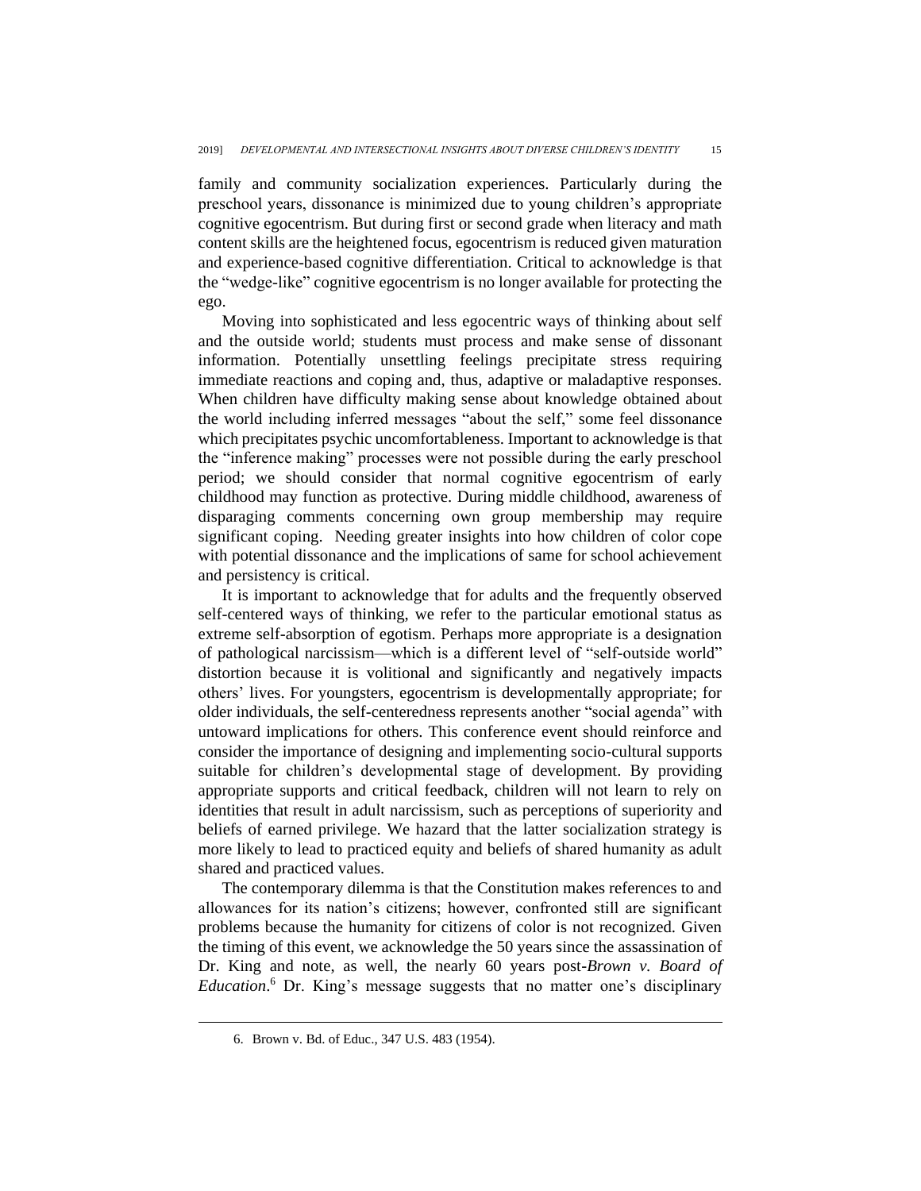family and community socialization experiences. Particularly during the preschool years, dissonance is minimized due to young children's appropriate cognitive egocentrism. But during first or second grade when literacy and math content skills are the heightened focus, egocentrism is reduced given maturation and experience-based cognitive differentiation. Critical to acknowledge is that the "wedge-like" cognitive egocentrism is no longer available for protecting the ego.

Moving into sophisticated and less egocentric ways of thinking about self and the outside world; students must process and make sense of dissonant information. Potentially unsettling feelings precipitate stress requiring immediate reactions and coping and, thus, adaptive or maladaptive responses. When children have difficulty making sense about knowledge obtained about the world including inferred messages "about the self," some feel dissonance which precipitates psychic uncomfortableness. Important to acknowledge is that the "inference making" processes were not possible during the early preschool period; we should consider that normal cognitive egocentrism of early childhood may function as protective. During middle childhood, awareness of disparaging comments concerning own group membership may require significant coping. Needing greater insights into how children of color cope with potential dissonance and the implications of same for school achievement and persistency is critical.

It is important to acknowledge that for adults and the frequently observed self-centered ways of thinking, we refer to the particular emotional status as extreme self-absorption of egotism. Perhaps more appropriate is a designation of pathological narcissism—which is a different level of "self-outside world" distortion because it is volitional and significantly and negatively impacts others' lives. For youngsters, egocentrism is developmentally appropriate; for older individuals, the self-centeredness represents another "social agenda" with untoward implications for others. This conference event should reinforce and consider the importance of designing and implementing socio-cultural supports suitable for children's developmental stage of development. By providing appropriate supports and critical feedback, children will not learn to rely on identities that result in adult narcissism, such as perceptions of superiority and beliefs of earned privilege. We hazard that the latter socialization strategy is more likely to lead to practiced equity and beliefs of shared humanity as adult shared and practiced values.

The contemporary dilemma is that the Constitution makes references to and allowances for its nation's citizens; however, confronted still are significant problems because the humanity for citizens of color is not recognized. Given the timing of this event, we acknowledge the 50 years since the assassination of Dr. King and note, as well, the nearly 60 years post-*Brown v. Board of Education*.[6] Dr. King's message suggests that no matter one's disciplinary

6. Brown v. Bd. of Educ., 347 U.S. 483 (1954).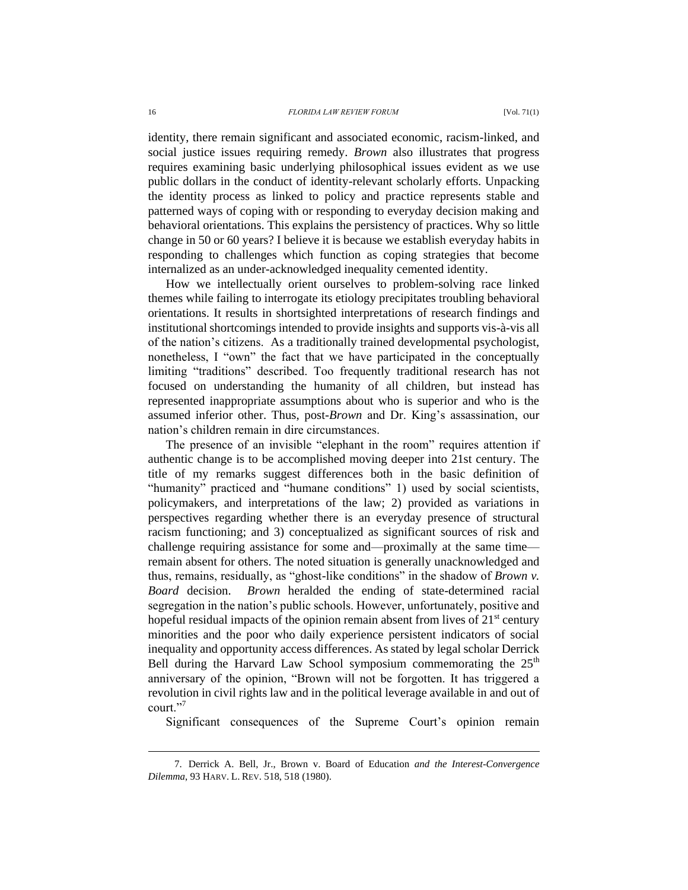identity, there remain significant and associated economic, racism-linked, and social justice issues requiring remedy. *Brown* also illustrates that progress requires examining basic underlying philosophical issues evident as we use public dollars in the conduct of identity-relevant scholarly efforts. Unpacking the identity process as linked to policy and practice represents stable and patterned ways of coping with or responding to everyday decision making and behavioral orientations. This explains the persistency of practices. Why so little change in 50 or 60 years? I believe it is because we establish everyday habits in responding to challenges which function as coping strategies that become internalized as an under-acknowledged inequality cemented identity.

How we intellectually orient ourselves to problem-solving race linked themes while failing to interrogate its etiology precipitates troubling behavioral orientations. It results in shortsighted interpretations of research findings and institutional shortcomings intended to provide insights and supports vis-à-vis all of the nation's citizens. As a traditionally trained developmental psychologist, nonetheless, I "own" the fact that we have participated in the conceptually limiting "traditions" described. Too frequently traditional research has not focused on understanding the humanity of all children, but instead has represented inappropriate assumptions about who is superior and who is the assumed inferior other. Thus, post-*Brown* and Dr. King's assassination, our nation's children remain in dire circumstances.

The presence of an invisible "elephant in the room" requires attention if authentic change is to be accomplished moving deeper into 21st century. The title of my remarks suggest differences both in the basic definition of "humanity" practiced and "humane conditions" 1) used by social scientists, policymakers, and interpretations of the law; 2) provided as variations in perspectives regarding whether there is an everyday presence of structural racism functioning; and 3) conceptualized as significant sources of risk and challenge requiring assistance for some and—proximally at the same time—remain absent for others. The noted situation is generally unacknowledged and thus, remains, residually, as "ghost-like conditions" in the shadow of *Brown v. Board* decision. *Brown* heralded the ending of state-determined racial segregation in the nation's public schools. However, unfortunately, positive and hopeful residual impacts of the opinion remain absent from lives of 21st century minorities and the poor who daily experience persistent indicators of social inequality and opportunity access differences. As stated by legal scholar Derrick Bell during the Harvard Law School symposium commemorating the 25th anniversary of the opinion, "Brown will not be forgotten. It has triggered a revolution in civil rights law and in the political leverage available in and out of court."[7]

Significant consequences of the Supreme Court's opinion remain

---

7. Derrick A. Bell, Jr., Brown v. Board of Education *and the Interest-Convergence Dilemma*, 93 HARV. L. REV. 518, 518 (1980).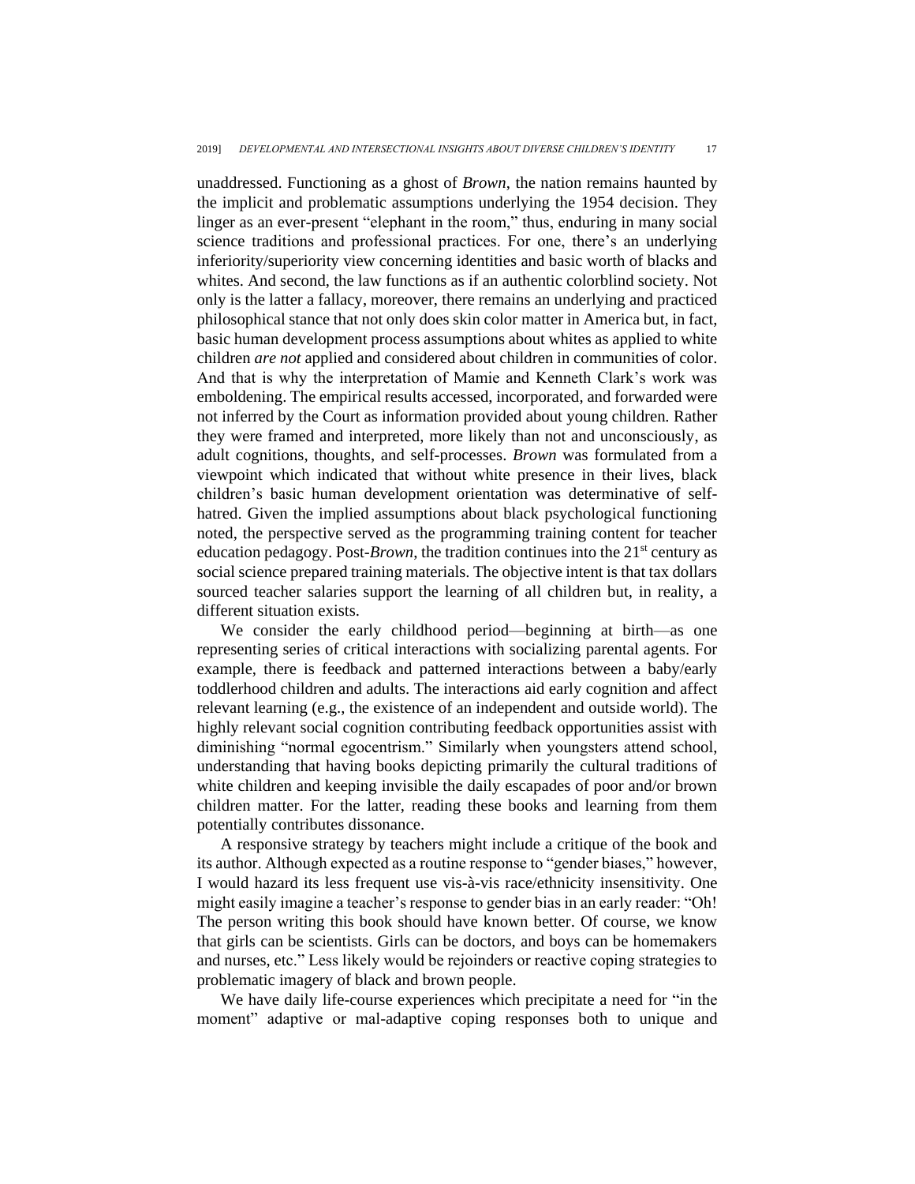unaddressed. Functioning as a ghost of *Brown*, the nation remains haunted by the implicit and problematic assumptions underlying the 1954 decision. They linger as an ever-present "elephant in the room," thus, enduring in many social science traditions and professional practices. For one, there's an underlying inferiority/superiority view concerning identities and basic worth of blacks and whites. And second, the law functions as if an authentic colorblind society. Not only is the latter a fallacy, moreover, there remains an underlying and practiced philosophical stance that not only does skin color matter in America but, in fact, basic human development process assumptions about whites as applied to white children *are not* applied and considered about children in communities of color. And that is why the interpretation of Mamie and Kenneth Clark's work was emboldening. The empirical results accessed, incorporated, and forwarded were not inferred by the Court as information provided about young children. Rather they were framed and interpreted, more likely than not and unconsciously, as adult cognitions, thoughts, and self-processes. *Brown* was formulated from a viewpoint which indicated that without white presence in their lives, black children's basic human development orientation was determinative of self-hatred. Given the implied assumptions about black psychological functioning noted, the perspective served as the programming training content for teacher education pedagogy. Post-*Brown*, the tradition continues into the 21st century as social science prepared training materials. The objective intent is that tax dollars sourced teacher salaries support the learning of all children but, in reality, a different situation exists.

We consider the early childhood period—beginning at birth—as one representing series of critical interactions with socializing parental agents. For example, there is feedback and patterned interactions between a baby/early toddlerhood children and adults. The interactions aid early cognition and affect relevant learning (e.g., the existence of an independent and outside world). The highly relevant social cognition contributing feedback opportunities assist with diminishing "normal egocentrism." Similarly when youngsters attend school, understanding that having books depicting primarily the cultural traditions of white children and keeping invisible the daily escapades of poor and/or brown children matter. For the latter, reading these books and learning from them potentially contributes dissonance.

A responsive strategy by teachers might include a critique of the book and its author. Although expected as a routine response to "gender biases," however, I would hazard its less frequent use vis-à-vis race/ethnicity insensitivity. One might easily imagine a teacher's response to gender bias in an early reader: "Oh! The person writing this book should have known better. Of course, we know that girls can be scientists. Girls can be doctors, and boys can be homemakers and nurses, etc." Less likely would be rejoinders or reactive coping strategies to problematic imagery of black and brown people.

We have daily life-course experiences which precipitate a need for "in the moment" adaptive or mal-adaptive coping responses both to unique and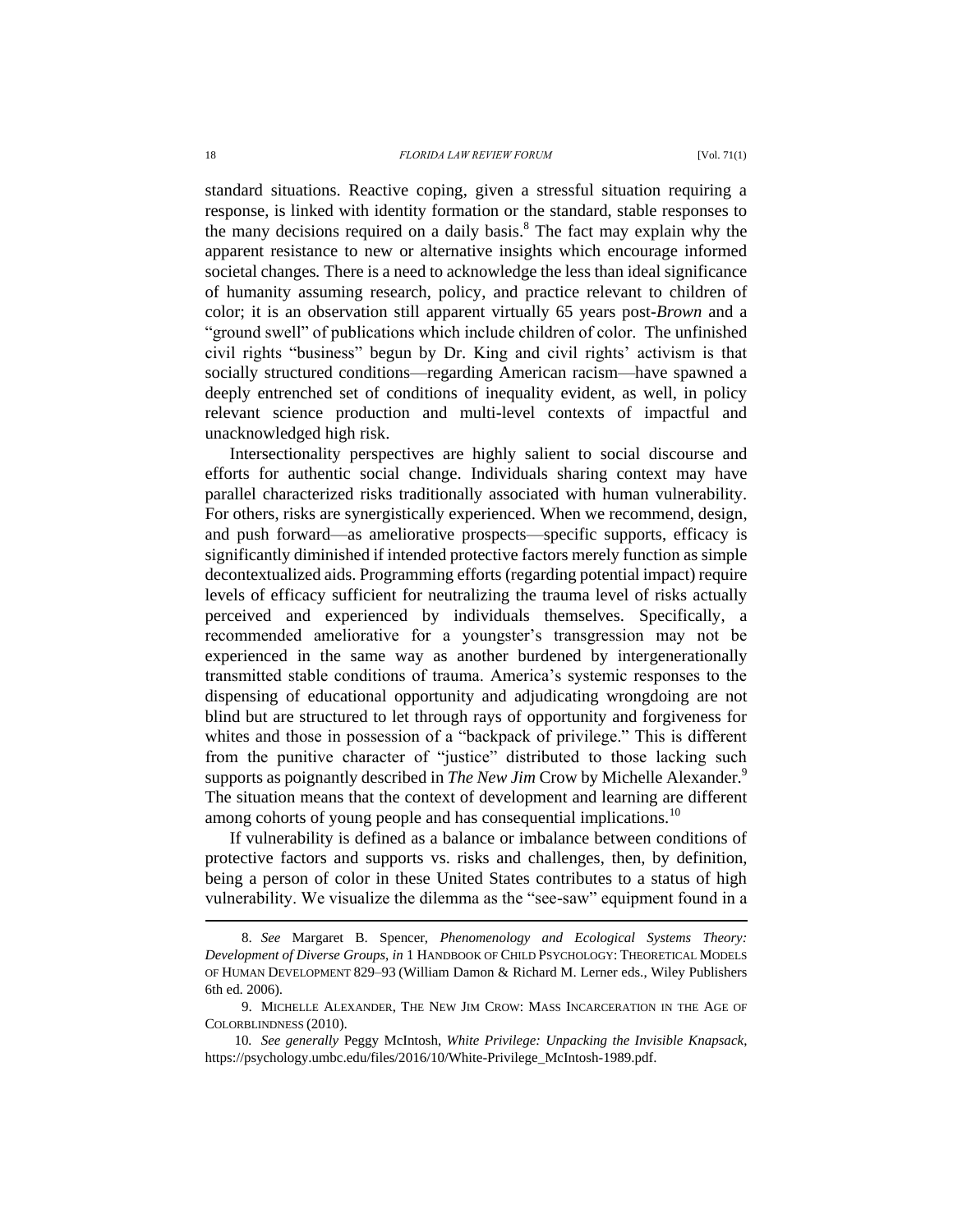standard situations. Reactive coping, given a stressful situation requiring a response, is linked with identity formation or the standard, stable responses to the many decisions required on a daily basis.[8] The fact may explain why the apparent resistance to new or alternative insights which encourage informed societal changes. There is a need to acknowledge the less than ideal significance of humanity assuming research, policy, and practice relevant to children of color; it is an observation still apparent virtually 65 years post-*Brown* and a "ground swell" of publications which include children of color. The unfinished civil rights "business" begun by Dr. King and civil rights' activism is that socially structured conditions—regarding American racism—have spawned a deeply entrenched set of conditions of inequality evident, as well, in policy relevant science production and multi-level contexts of impactful and unacknowledged high risk.

Intersectionality perspectives are highly salient to social discourse and efforts for authentic social change. Individuals sharing context may have parallel characterized risks traditionally associated with human vulnerability. For others, risks are synergistically experienced. When we recommend, design, and push forward—as ameliorative prospects—specific supports, efficacy is significantly diminished if intended protective factors merely function as simple decontextualized aids. Programming efforts (regarding potential impact) require levels of efficacy sufficient for neutralizing the trauma level of risks actually perceived and experienced by individuals themselves. Specifically, a recommended ameliorative for a youngster's transgression may not be experienced in the same way as another burdened by intergenerationally transmitted stable conditions of trauma. America's systemic responses to the dispensing of educational opportunity and adjudicating wrongdoing are not blind but are structured to let through rays of opportunity and forgiveness for whites and those in possession of a "backpack of privilege." This is different from the punitive character of "justice" distributed to those lacking such supports as poignantly described in *The New Jim* Crow by Michelle Alexander.[9] The situation means that the context of development and learning are different among cohorts of young people and has consequential implications.[10]

If vulnerability is defined as a balance or imbalance between conditions of protective factors and supports vs. risks and challenges, then, by definition, being a person of color in these United States contributes to a status of high vulnerability. We visualize the dilemma as the "see-saw" equipment found in a

---

8. *See* Margaret B. Spencer, *Phenomenology and Ecological Systems Theory: Development of Diverse Groups*, *in* 1 HANDBOOK OF CHILD PSYCHOLOGY: THEORETICAL MODELS OF HUMAN DEVELOPMENT 829–93 (William Damon & Richard M. Lerner eds., Wiley Publishers 6th ed. 2006).

9. MICHELLE ALEXANDER, THE NEW JIM CROW: MASS INCARCERATION IN THE AGE OF COLORBLINDNESS (2010).

10. *See generally* Peggy McIntosh, *White Privilege: Unpacking the Invisible Knapsack*, https://psychology.umbc.edu/files/2016/10/White-Privilege_McIntosh-1989.pdf.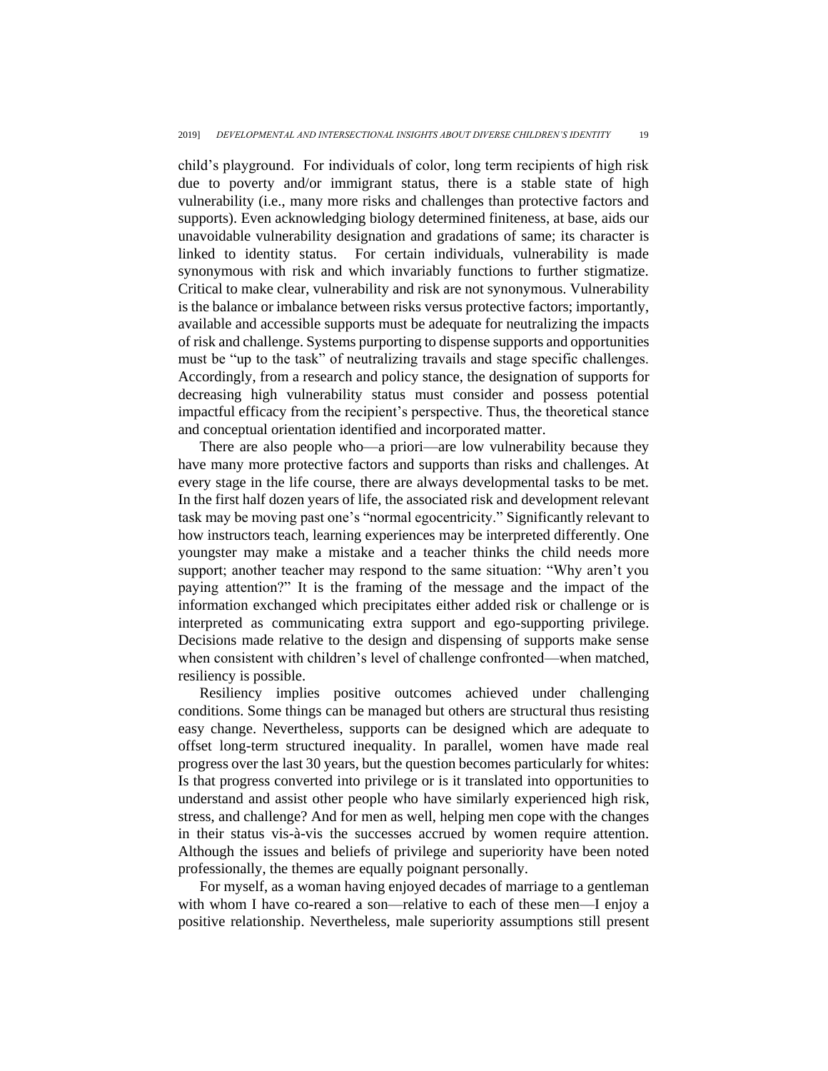child's playground. For individuals of color, long term recipients of high risk due to poverty and/or immigrant status, there is a stable state of high vulnerability (i.e., many more risks and challenges than protective factors and supports). Even acknowledging biology determined finiteness, at base, aids our unavoidable vulnerability designation and gradations of same; its character is linked to identity status. For certain individuals, vulnerability is made synonymous with risk and which invariably functions to further stigmatize. Critical to make clear, vulnerability and risk are not synonymous. Vulnerability is the balance or imbalance between risks versus protective factors; importantly, available and accessible supports must be adequate for neutralizing the impacts of risk and challenge. Systems purporting to dispense supports and opportunities must be "up to the task" of neutralizing travails and stage specific challenges. Accordingly, from a research and policy stance, the designation of supports for decreasing high vulnerability status must consider and possess potential impactful efficacy from the recipient's perspective. Thus, the theoretical stance and conceptual orientation identified and incorporated matter.

There are also people who—a priori—are low vulnerability because they have many more protective factors and supports than risks and challenges. At every stage in the life course, there are always developmental tasks to be met. In the first half dozen years of life, the associated risk and development relevant task may be moving past one's "normal egocentricity." Significantly relevant to how instructors teach, learning experiences may be interpreted differently. One youngster may make a mistake and a teacher thinks the child needs more support; another teacher may respond to the same situation: "Why aren't you paying attention?" It is the framing of the message and the impact of the information exchanged which precipitates either added risk or challenge or is interpreted as communicating extra support and ego-supporting privilege. Decisions made relative to the design and dispensing of supports make sense when consistent with children's level of challenge confronted—when matched, resiliency is possible.

Resiliency implies positive outcomes achieved under challenging conditions. Some things can be managed but others are structural thus resisting easy change. Nevertheless, supports can be designed which are adequate to offset long-term structured inequality. In parallel, women have made real progress over the last 30 years, but the question becomes particularly for whites: Is that progress converted into privilege or is it translated into opportunities to understand and assist other people who have similarly experienced high risk, stress, and challenge? And for men as well, helping men cope with the changes in their status vis-à-vis the successes accrued by women require attention. Although the issues and beliefs of privilege and superiority have been noted professionally, the themes are equally poignant personally.

For myself, as a woman having enjoyed decades of marriage to a gentleman with whom I have co-reared a son—relative to each of these men—I enjoy a positive relationship. Nevertheless, male superiority assumptions still present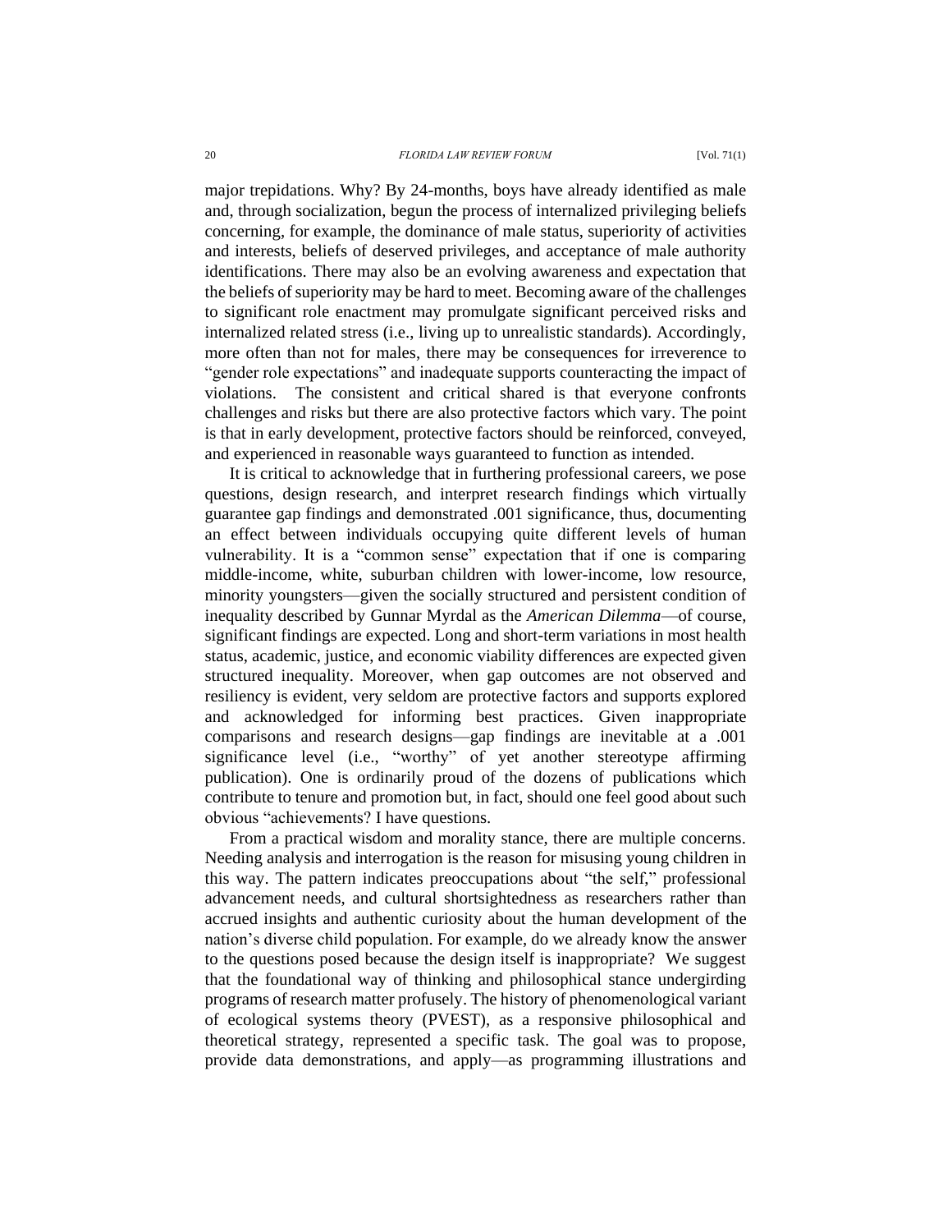major trepidations. Why? By 24-months, boys have already identified as male and, through socialization, begun the process of internalized privileging beliefs concerning, for example, the dominance of male status, superiority of activities and interests, beliefs of deserved privileges, and acceptance of male authority identifications. There may also be an evolving awareness and expectation that the beliefs of superiority may be hard to meet. Becoming aware of the challenges to significant role enactment may promulgate significant perceived risks and internalized related stress (i.e., living up to unrealistic standards). Accordingly, more often than not for males, there may be consequences for irreverence to "gender role expectations" and inadequate supports counteracting the impact of violations. The consistent and critical shared is that everyone confronts challenges and risks but there are also protective factors which vary. The point is that in early development, protective factors should be reinforced, conveyed, and experienced in reasonable ways guaranteed to function as intended.

It is critical to acknowledge that in furthering professional careers, we pose questions, design research, and interpret research findings which virtually guarantee gap findings and demonstrated .001 significance, thus, documenting an effect between individuals occupying quite different levels of human vulnerability. It is a "common sense" expectation that if one is comparing middle-income, white, suburban children with lower-income, low resource, minority youngsters—given the socially structured and persistent condition of inequality described by Gunnar Myrdal as the *American Dilemma*—of course, significant findings are expected. Long and short-term variations in most health status, academic, justice, and economic viability differences are expected given structured inequality. Moreover, when gap outcomes are not observed and resiliency is evident, very seldom are protective factors and supports explored and acknowledged for informing best practices. Given inappropriate comparisons and research designs—gap findings are inevitable at a .001 significance level (i.e., "worthy" of yet another stereotype affirming publication). One is ordinarily proud of the dozens of publications which contribute to tenure and promotion but, in fact, should one feel good about such obvious "achievements? I have questions.

From a practical wisdom and morality stance, there are multiple concerns. Needing analysis and interrogation is the reason for misusing young children in this way. The pattern indicates preoccupations about "the self," professional advancement needs, and cultural shortsightedness as researchers rather than accrued insights and authentic curiosity about the human development of the nation's diverse child population. For example, do we already know the answer to the questions posed because the design itself is inappropriate? We suggest that the foundational way of thinking and philosophical stance undergirding programs of research matter profusely. The history of phenomenological variant of ecological systems theory (PVEST), as a responsive philosophical and theoretical strategy, represented a specific task. The goal was to propose, provide data demonstrations, and apply—as programming illustrations and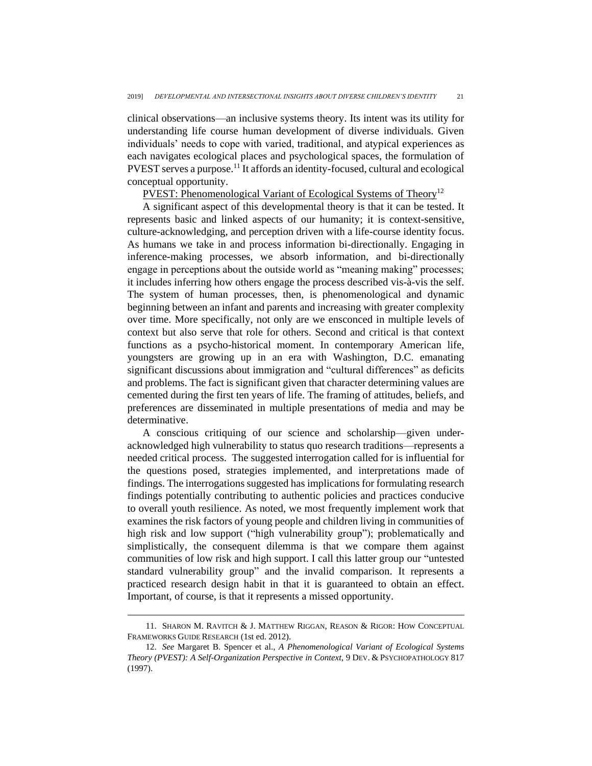clinical observations—an inclusive systems theory. Its intent was its utility for understanding life course human development of diverse individuals. Given individuals' needs to cope with varied, traditional, and atypical experiences as each navigates ecological places and psychological spaces, the formulation of PVEST serves a purpose.[11] It affords an identity-focused, cultural and ecological conceptual opportunity.

<u>PVEST: Phenomenological Variant of Ecological Systems of Theory</u>[12]

A significant aspect of this developmental theory is that it can be tested. It represents basic and linked aspects of our humanity; it is context-sensitive, culture-acknowledging, and perception driven with a life-course identity focus. As humans we take in and process information bi-directionally. Engaging in inference-making processes, we absorb information, and bi-directionally engage in perceptions about the outside world as "meaning making" processes; it includes inferring how others engage the process described vis-à-vis the self. The system of human processes, then, is phenomenological and dynamic beginning between an infant and parents and increasing with greater complexity over time. More specifically, not only are we ensconced in multiple levels of context but also serve that role for others. Second and critical is that context functions as a psycho-historical moment. In contemporary American life, youngsters are growing up in an era with Washington, D.C. emanating significant discussions about immigration and "cultural differences" as deficits and problems. The fact is significant given that character determining values are cemented during the first ten years of life. The framing of attitudes, beliefs, and preferences are disseminated in multiple presentations of media and may be determinative.

A conscious critiquing of our science and scholarship—given under-acknowledged high vulnerability to status quo research traditions—represents a needed critical process. The suggested interrogation called for is influential for the questions posed, strategies implemented, and interpretations made of findings. The interrogations suggested has implications for formulating research findings potentially contributing to authentic policies and practices conducive to overall youth resilience. As noted, we most frequently implement work that examines the risk factors of young people and children living in communities of high risk and low support ("high vulnerability group"); problematically and simplistically, the consequent dilemma is that we compare them against communities of low risk and high support. I call this latter group our "untested standard vulnerability group" and the invalid comparison. It represents a practiced research design habit in that it is guaranteed to obtain an effect. Important, of course, is that it represents a missed opportunity.

---

11. Sharon M. Ravitch & J. Matthew Riggan, Reason & Rigor: How Conceptual Frameworks Guide Research (1st ed. 2012).

12. *See* Margaret B. Spencer et al., *A Phenomenological Variant of Ecological Systems Theory (PVEST): A Self-Organization Perspective in Context*, 9 Dev. & Psychopathology 817 (1997).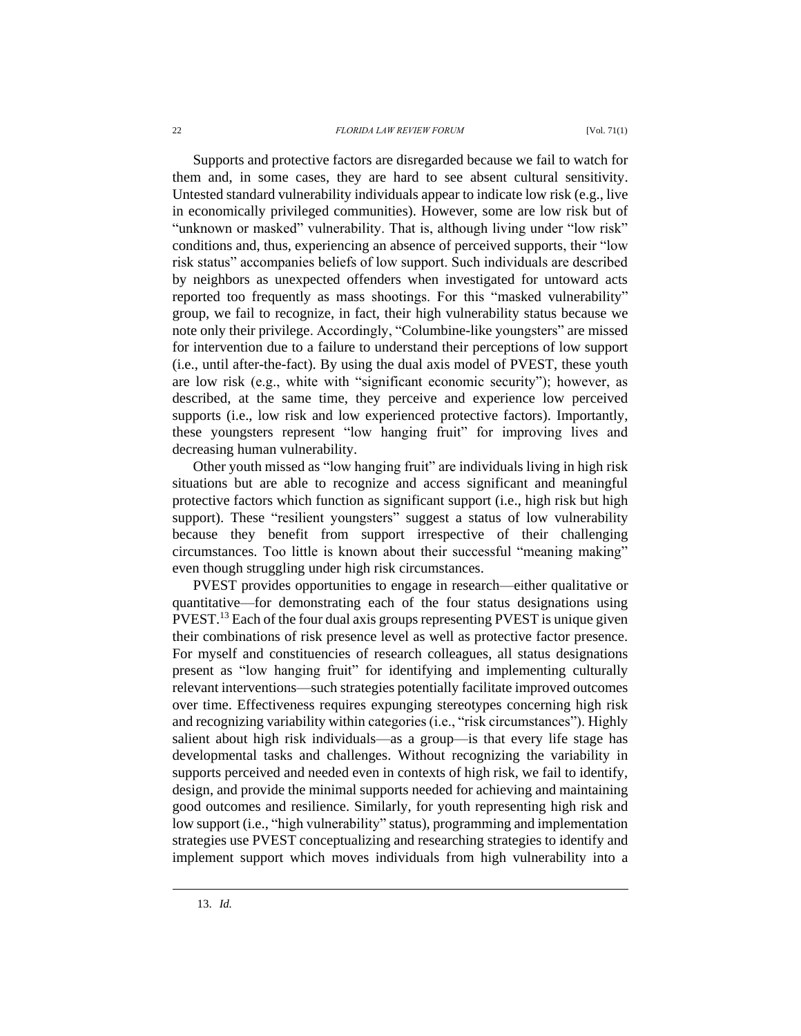Supports and protective factors are disregarded because we fail to watch for them and, in some cases, they are hard to see absent cultural sensitivity. Untested standard vulnerability individuals appear to indicate low risk (e.g., live in economically privileged communities). However, some are low risk but of "unknown or masked" vulnerability. That is, although living under "low risk" conditions and, thus, experiencing an absence of perceived supports, their "low risk status" accompanies beliefs of low support. Such individuals are described by neighbors as unexpected offenders when investigated for untoward acts reported too frequently as mass shootings. For this "masked vulnerability" group, we fail to recognize, in fact, their high vulnerability status because we note only their privilege. Accordingly, "Columbine-like youngsters" are missed for intervention due to a failure to understand their perceptions of low support (i.e., until after-the-fact). By using the dual axis model of PVEST, these youth are low risk (e.g., white with "significant economic security"); however, as described, at the same time, they perceive and experience low perceived supports (i.e., low risk and low experienced protective factors). Importantly, these youngsters represent "low hanging fruit" for improving lives and decreasing human vulnerability.

Other youth missed as "low hanging fruit" are individuals living in high risk situations but are able to recognize and access significant and meaningful protective factors which function as significant support (i.e., high risk but high support). These "resilient youngsters" suggest a status of low vulnerability because they benefit from support irrespective of their challenging circumstances. Too little is known about their successful "meaning making" even though struggling under high risk circumstances.

PVEST provides opportunities to engage in research—either qualitative or quantitative—for demonstrating each of the four status designations using PVEST.[13] Each of the four dual axis groups representing PVEST is unique given their combinations of risk presence level as well as protective factor presence. For myself and constituencies of research colleagues, all status designations present as "low hanging fruit" for identifying and implementing culturally relevant interventions—such strategies potentially facilitate improved outcomes over time. Effectiveness requires expunging stereotypes concerning high risk and recognizing variability within categories (i.e., "risk circumstances"). Highly salient about high risk individuals—as a group—is that every life stage has developmental tasks and challenges. Without recognizing the variability in supports perceived and needed even in contexts of high risk, we fail to identify, design, and provide the minimal supports needed for achieving and maintaining good outcomes and resilience. Similarly, for youth representing high risk and low support (i.e., "high vulnerability" status), programming and implementation strategies use PVEST conceptualizing and researching strategies to identify and implement support which moves individuals from high vulnerability into a

13. *Id.*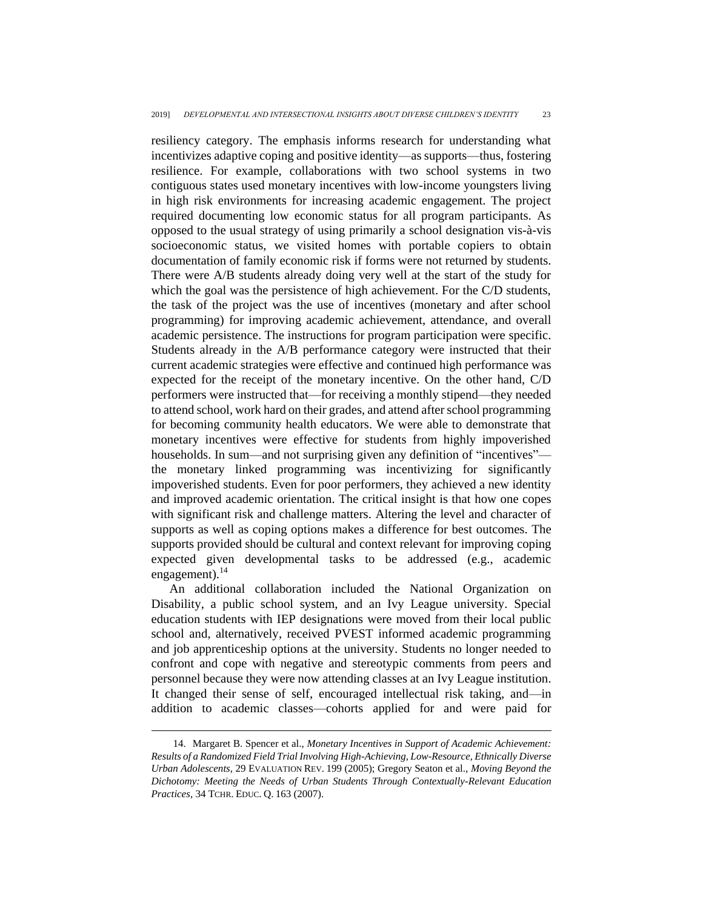resiliency category. The emphasis informs research for understanding what incentivizes adaptive coping and positive identity—as supports—thus, fostering resilience. For example, collaborations with two school systems in two contiguous states used monetary incentives with low-income youngsters living in high risk environments for increasing academic engagement. The project required documenting low economic status for all program participants. As opposed to the usual strategy of using primarily a school designation vis-à-vis socioeconomic status, we visited homes with portable copiers to obtain documentation of family economic risk if forms were not returned by students. There were A/B students already doing very well at the start of the study for which the goal was the persistence of high achievement. For the C/D students, the task of the project was the use of incentives (monetary and after school programming) for improving academic achievement, attendance, and overall academic persistence. The instructions for program participation were specific. Students already in the A/B performance category were instructed that their current academic strategies were effective and continued high performance was expected for the receipt of the monetary incentive. On the other hand, C/D performers were instructed that—for receiving a monthly stipend—they needed to attend school, work hard on their grades, and attend after school programming for becoming community health educators. We were able to demonstrate that monetary incentives were effective for students from highly impoverished households. In sum—and not surprising given any definition of "incentives"—the monetary linked programming was incentivizing for significantly impoverished students. Even for poor performers, they achieved a new identity and improved academic orientation. The critical insight is that how one copes with significant risk and challenge matters. Altering the level and character of supports as well as coping options makes a difference for best outcomes. The supports provided should be cultural and context relevant for improving coping expected given developmental tasks to be addressed (e.g., academic engagement).[14]

An additional collaboration included the National Organization on Disability, a public school system, and an Ivy League university. Special education students with IEP designations were moved from their local public school and, alternatively, received PVEST informed academic programming and job apprenticeship options at the university. Students no longer needed to confront and cope with negative and stereotypic comments from peers and personnel because they were now attending classes at an Ivy League institution. It changed their sense of self, encouraged intellectual risk taking, and—in addition to academic classes—cohorts applied for and were paid for

---

14. Margaret B. Spencer et al., *Monetary Incentives in Support of Academic Achievement: Results of a Randomized Field Trial Involving High-Achieving, Low-Resource, Ethnically Diverse Urban Adolescents*, 29 EVALUATION REV. 199 (2005); Gregory Seaton et al., *Moving Beyond the Dichotomy: Meeting the Needs of Urban Students Through Contextually-Relevant Education Practices*, 34 TCHR. EDUC. Q. 163 (2007).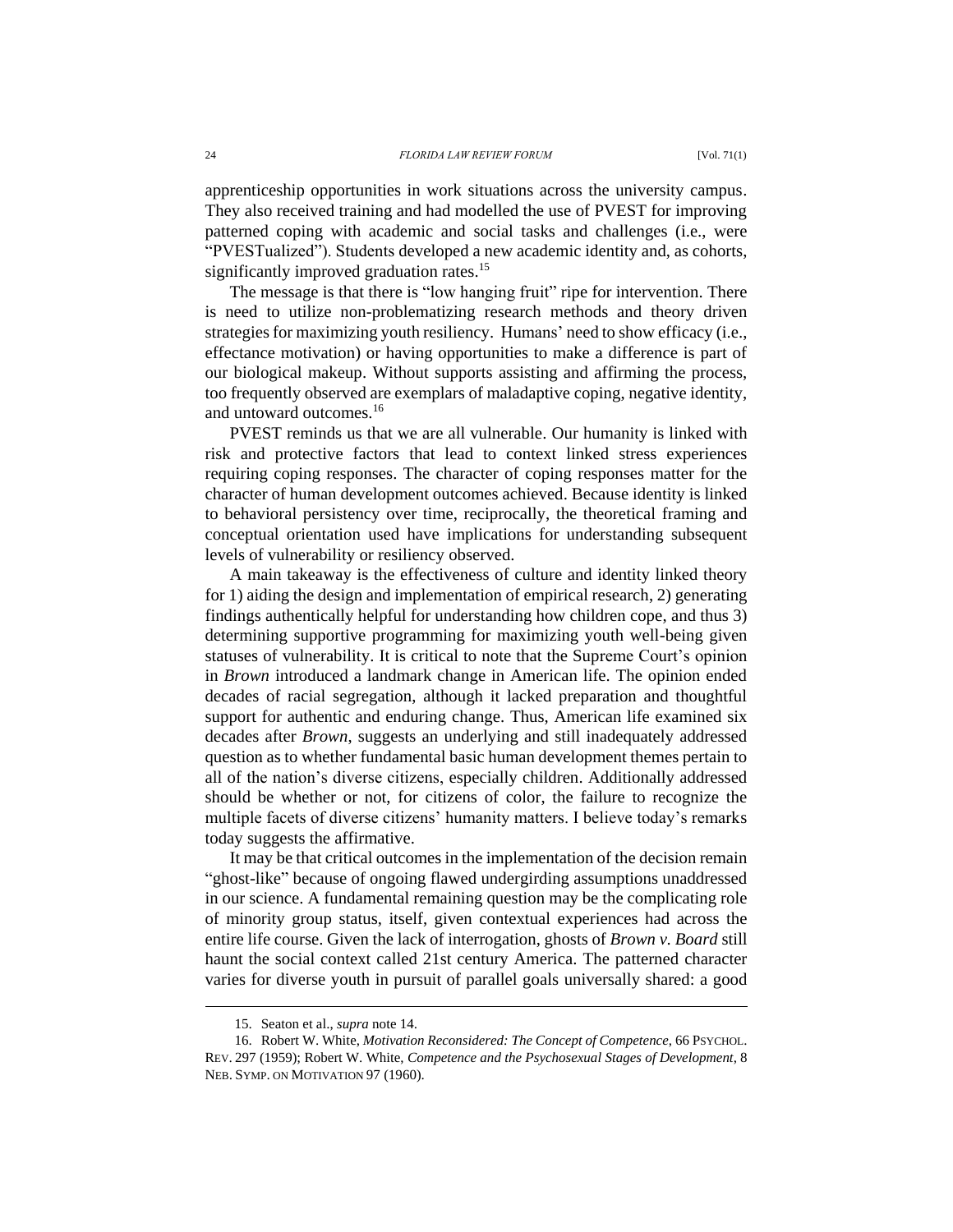apprenticeship opportunities in work situations across the university campus. They also received training and had modelled the use of PVEST for improving patterned coping with academic and social tasks and challenges (i.e., were "PVESTualized"). Students developed a new academic identity and, as cohorts, significantly improved graduation rates.[15]

The message is that there is "low hanging fruit" ripe for intervention. There is need to utilize non-problematizing research methods and theory driven strategies for maximizing youth resiliency. Humans' need to show efficacy (i.e., effectance motivation) or having opportunities to make a difference is part of our biological makeup. Without supports assisting and affirming the process, too frequently observed are exemplars of maladaptive coping, negative identity, and untoward outcomes.[16]

PVEST reminds us that we are all vulnerable. Our humanity is linked with risk and protective factors that lead to context linked stress experiences requiring coping responses. The character of coping responses matter for the character of human development outcomes achieved. Because identity is linked to behavioral persistency over time, reciprocally, the theoretical framing and conceptual orientation used have implications for understanding subsequent levels of vulnerability or resiliency observed.

A main takeaway is the effectiveness of culture and identity linked theory for 1) aiding the design and implementation of empirical research, 2) generating findings authentically helpful for understanding how children cope, and thus 3) determining supportive programming for maximizing youth well-being given statuses of vulnerability. It is critical to note that the Supreme Court's opinion in *Brown* introduced a landmark change in American life. The opinion ended decades of racial segregation, although it lacked preparation and thoughtful support for authentic and enduring change. Thus, American life examined six decades after *Brown*, suggests an underlying and still inadequately addressed question as to whether fundamental basic human development themes pertain to all of the nation's diverse citizens, especially children. Additionally addressed should be whether or not, for citizens of color, the failure to recognize the multiple facets of diverse citizens' humanity matters. I believe today's remarks today suggests the affirmative.

It may be that critical outcomes in the implementation of the decision remain "ghost-like" because of ongoing flawed undergirding assumptions unaddressed in our science. A fundamental remaining question may be the complicating role of minority group status, itself, given contextual experiences had across the entire life course. Given the lack of interrogation, ghosts of *Brown v. Board* still haunt the social context called 21st century America. The patterned character varies for diverse youth in pursuit of parallel goals universally shared: a good

---

15. Seaton et al., *supra* note 14.

16. Robert W. White, *Motivation Reconsidered: The Concept of Competence*, 66 PSYCHOL. REV. 297 (1959); Robert W. White, *Competence and the Psychosexual Stages of Development*, 8 NEB. SYMP. ON MOTIVATION 97 (1960).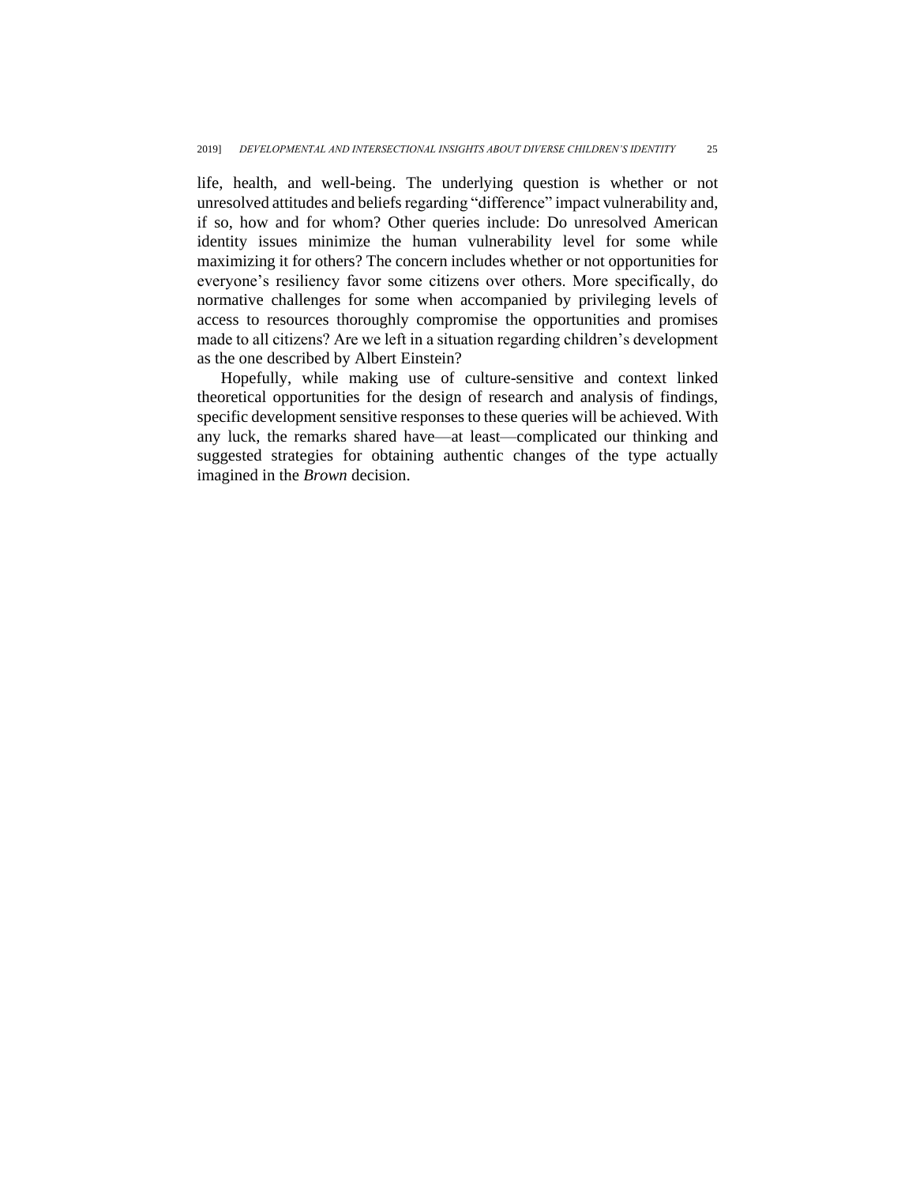life, health, and well-being. The underlying question is whether or not unresolved attitudes and beliefs regarding "difference" impact vulnerability and, if so, how and for whom? Other queries include: Do unresolved American identity issues minimize the human vulnerability level for some while maximizing it for others? The concern includes whether or not opportunities for everyone's resiliency favor some citizens over others. More specifically, do normative challenges for some when accompanied by privileging levels of access to resources thoroughly compromise the opportunities and promises made to all citizens? Are we left in a situation regarding children's development as the one described by Albert Einstein?

Hopefully, while making use of culture-sensitive and context linked theoretical opportunities for the design of research and analysis of findings, specific development sensitive responses to these queries will be achieved. With any luck, the remarks shared have—at least—complicated our thinking and suggested strategies for obtaining authentic changes of the type actually imagined in the *Brown* decision.